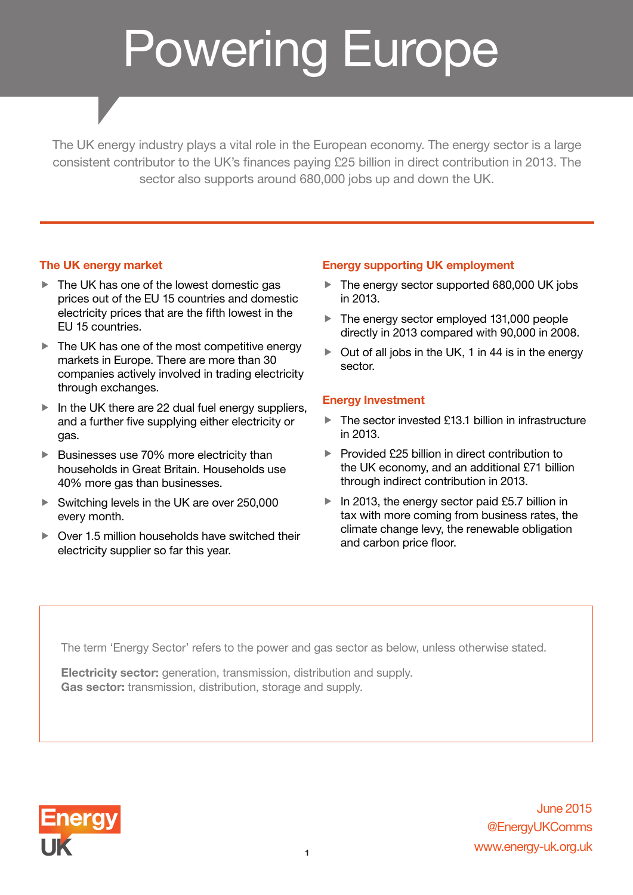# Powering Europe

The UK energy industry plays a vital role in the European economy. The energy sector is a large consistent contributor to the UK's finances paying £25 billion in direct contribution in 2013. The sector also supports around 680,000 jobs up and down the UK.

## The UK energy market

- The UK has one of the lowest domestic gas prices out of the EU 15 countries and domestic electricity prices that are the fifth lowest in the EU 15 countries.
- The UK has one of the most competitive energy markets in Europe. There are more than 30 companies actively involved in trading electricity through exchanges.
- In the UK there are 22 dual fuel energy suppliers, and a further five supplying either electricity or gas.
- Businesses use 70% more electricity than households in Great Britain. Households use 40% more gas than businesses.
- Switching levels in the UK are over 250,000 every month.
- Over 1.5 million households have switched their electricity supplier so far this year.

## Energy supporting UK employment

- The energy sector supported 680,000 UK jobs in 2013.
- The energy sector employed 131,000 people directly in 2013 compared with 90,000 in 2008.
- Out of all jobs in the UK, 1 in 44 is in the energy sector.

## Energy Investment

- The sector invested £13.1 billion in infrastructure in 2013.
- Provided £25 billion in direct contribution to the UK economy, and an additional £71 billion through indirect contribution in 2013.
- In 2013, the energy sector paid £5.7 billion in tax with more coming from business rates, the climate change levy, the renewable obligation and carbon price floor.

The term 'Energy Sector' refers to the power and gas sector as below, unless otherwise stated.

**Electricity sector:** generation, transmission, distribution and supply.
**Gas sector:** transmission, distribution, storage and supply.

Energy UK

June 2015
@EnergyUKComms
www.energy-uk.org.uk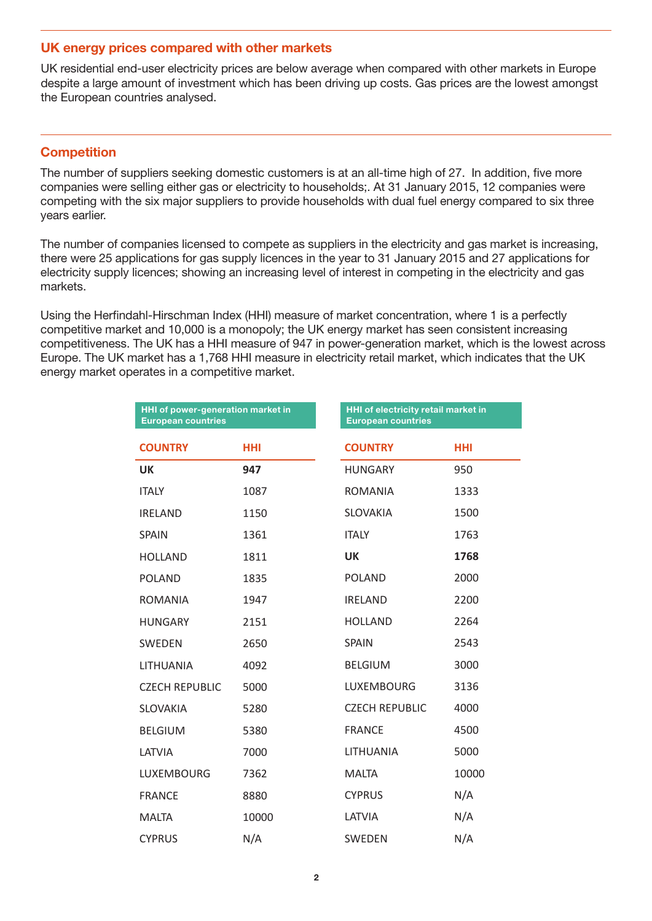## UK energy prices compared with other markets

UK residential end-user electricity prices are below average when compared with other markets in Europe despite a large amount of investment which has been driving up costs. Gas prices are the lowest amongst the European countries analysed.

## Competition

The number of suppliers seeking domestic customers is at an all-time high of 27. In addition, five more companies were selling either gas or electricity to households;. At 31 January 2015, 12 companies were competing with the six major suppliers to provide households with dual fuel energy compared to six three years earlier.

The number of companies licensed to compete as suppliers in the electricity and gas market is increasing, there were 25 applications for gas supply licences in the year to 31 January 2015 and 27 applications for electricity supply licences; showing an increasing level of interest in competing in the electricity and gas markets.

Using the Herfindahl-Hirschman Index (HHI) measure of market concentration, where 1 is a perfectly competitive market and 10,000 is a monopoly; the UK energy market has seen consistent increasing competitiveness. The UK has a HHI measure of 947 in power-generation market, which is the lowest across Europe. The UK market has a 1,768 HHI measure in electricity retail market, which indicates that the UK energy market operates in a competitive market.

**HHI of power-generation market in European countries**

| COUNTRY | HHI |
|---|---|
| **UK** | **947** |
| ITALY | 1087 |
| IRELAND | 1150 |
| SPAIN | 1361 |
| HOLLAND | 1811 |
| POLAND | 1835 |
| ROMANIA | 1947 |
| HUNGARY | 2151 |
| SWEDEN | 2650 |
| LITHUANIA | 4092 |
| CZECH REPUBLIC | 5000 |
| SLOVAKIA | 5280 |
| BELGIUM | 5380 |
| LATVIA | 7000 |
| LUXEMBOURG | 7362 |
| FRANCE | 8880 |
| MALTA | 10000 |
| CYPRUS | N/A |

**HHI of electricity retail market in European countries**

| COUNTRY | HHI |
|---|---|
| HUNGARY | 950 |
| ROMANIA | 1333 |
| SLOVAKIA | 1500 |
| ITALY | 1763 |
| **UK** | **1768** |
| POLAND | 2000 |
| IRELAND | 2200 |
| HOLLAND | 2264 |
| SPAIN | 2543 |
| BELGIUM | 3000 |
| LUXEMBOURG | 3136 |
| CZECH REPUBLIC | 4000 |
| FRANCE | 4500 |
| LITHUANIA | 5000 |
| MALTA | 10000 |
| CYPRUS | N/A |
| LATVIA | N/A |
| SWEDEN | N/A |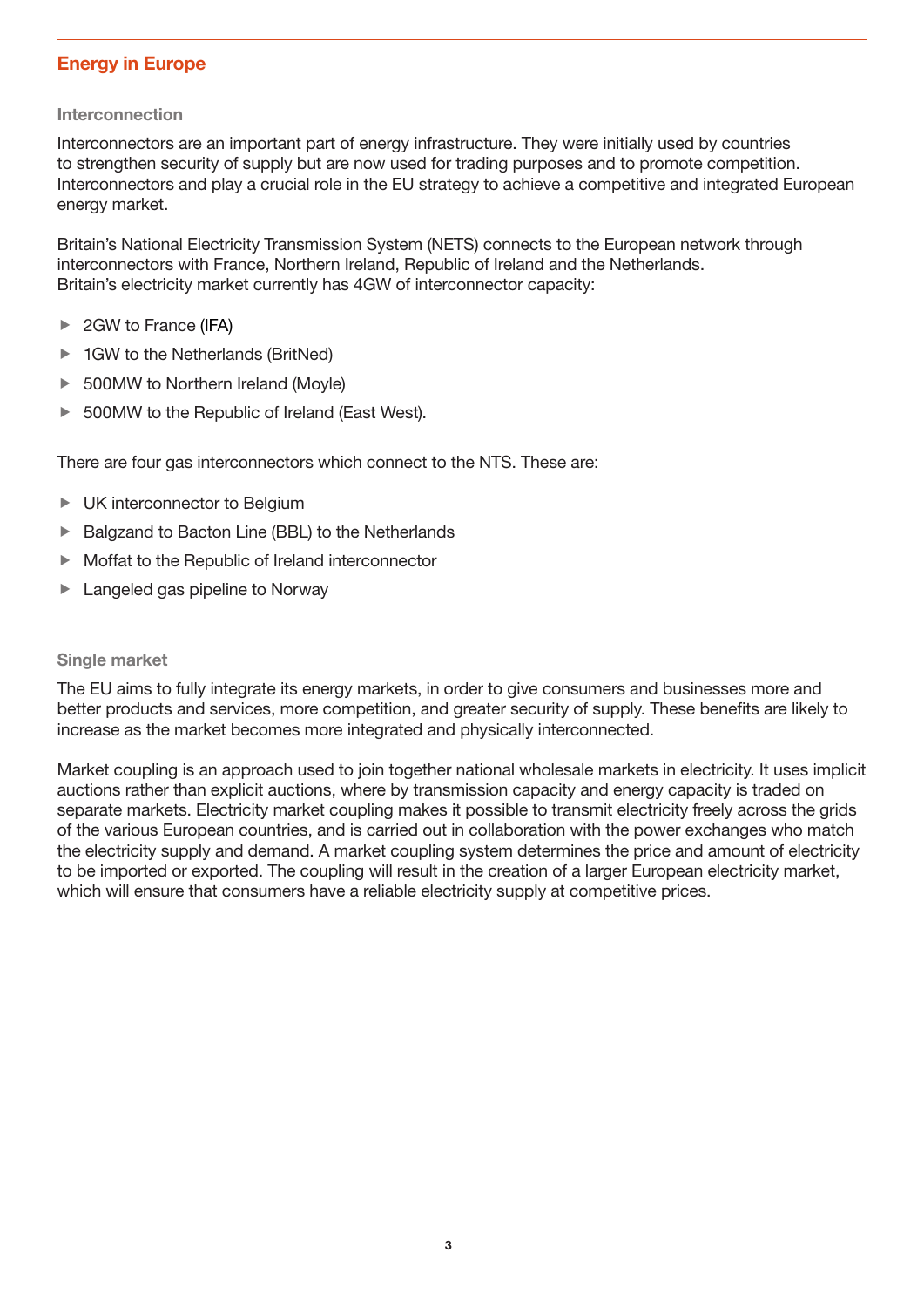## Energy in Europe

### Interconnection

Interconnectors are an important part of energy infrastructure. They were initially used by countries to strengthen security of supply but are now used for trading purposes and to promote competition. Interconnectors and play a crucial role in the EU strategy to achieve a competitive and integrated European energy market.

Britain's National Electricity Transmission System (NETS) connects to the European network through interconnectors with France, Northern Ireland, Republic of Ireland and the Netherlands.
Britain's electricity market currently has 4GW of interconnector capacity:

- 2GW to France (IFA)
- 1GW to the Netherlands (BritNed)
- 500MW to Northern Ireland (Moyle)
- 500MW to the Republic of Ireland (East West).

There are four gas interconnectors which connect to the NTS. These are:

- UK interconnector to Belgium
- Balgzand to Bacton Line (BBL) to the Netherlands
- Moffat to the Republic of Ireland interconnector
- Langeled gas pipeline to Norway

### Single market

The EU aims to fully integrate its energy markets, in order to give consumers and businesses more and better products and services, more competition, and greater security of supply. These benefits are likely to increase as the market becomes more integrated and physically interconnected.

Market coupling is an approach used to join together national wholesale markets in electricity. It uses implicit auctions rather than explicit auctions, where by transmission capacity and energy capacity is traded on separate markets. Electricity market coupling makes it possible to transmit electricity freely across the grids of the various European countries, and is carried out in collaboration with the power exchanges who match the electricity supply and demand. A market coupling system determines the price and amount of electricity to be imported or exported. The coupling will result in the creation of a larger European electricity market, which will ensure that consumers have a reliable electricity supply at competitive prices.